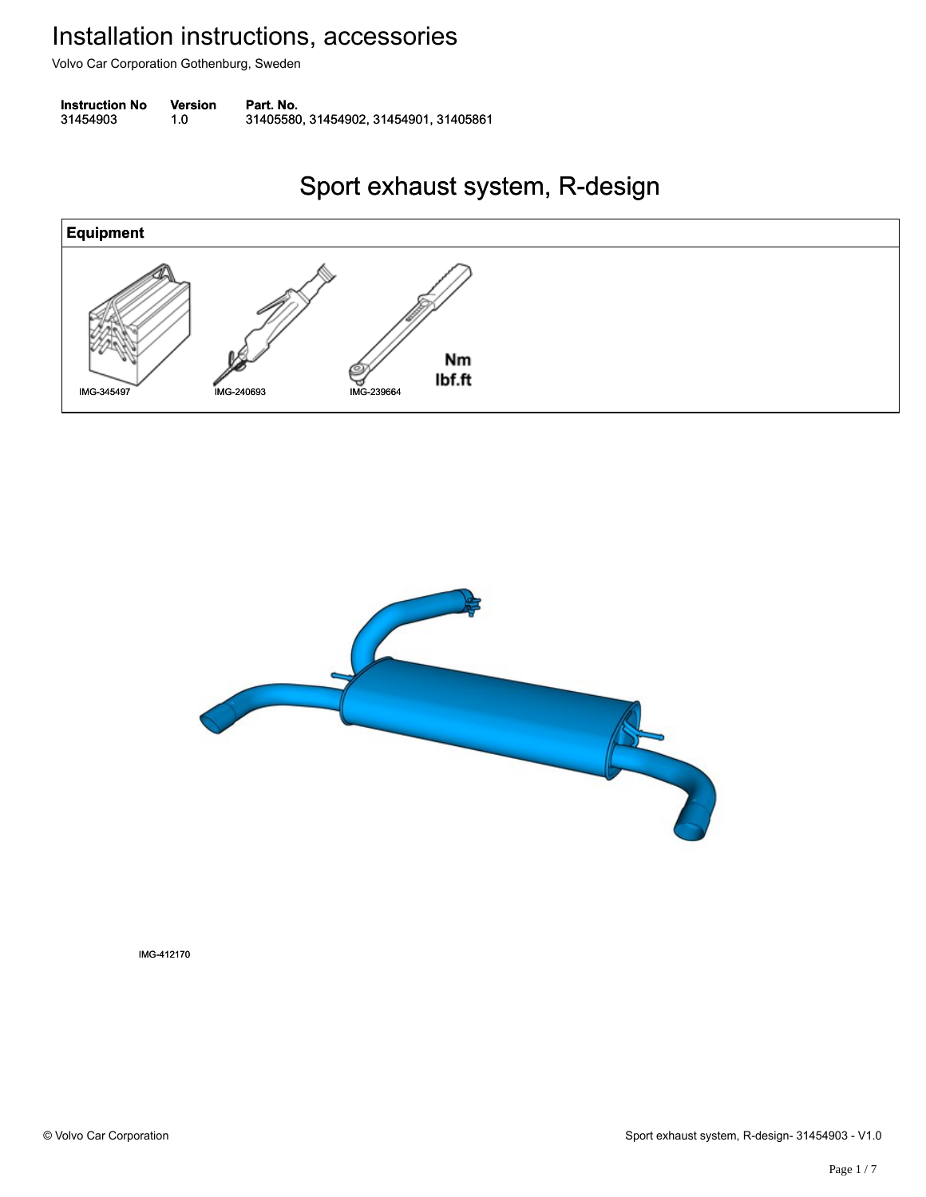# Installation instructions, accessories

Volvo Car Corporation Gothenburg, Sweden

| Instruction No | Version | Part. No. |
| --- | --- | --- |
| 31454903 | 1.0 | 31405580, 31454902, 31454901, 31405861 |

## Sport exhaust system, R-design

| Equipment |
| --- |
| IMG-345497 IMG-240693 IMG-239664 Nm lbf.ft |

IMG-412170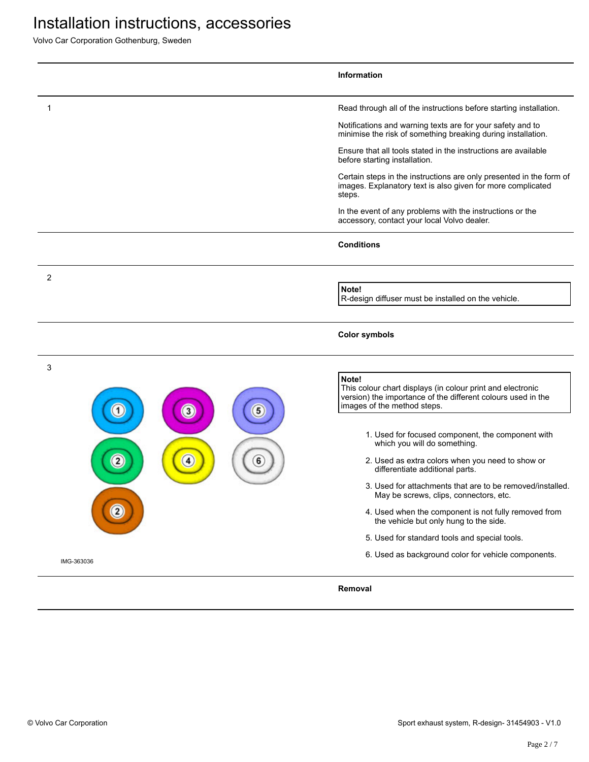# Installation instructions, accessories

Volvo Car Corporation Gothenburg, Sweden

### Information

1

Read through all of the instructions before starting installation.

Notifications and warning texts are for your safety and to minimise the risk of something breaking during installation.

Ensure that all tools stated in the instructions are available before starting installation.

Certain steps in the instructions are only presented in the form of images. Explanatory text is also given for more complicated steps.

In the event of any problems with the instructions or the accessory, contact your local Volvo dealer.

### Conditions

2

> **Note!**
> R-design diffuser must be installed on the vehicle.

### Color symbols

3

IMG-363036

> **Note!**
> This colour chart displays (in colour print and electronic version) the importance of the different colours used in the images of the method steps.

1. Used for focused component, the component with which you will do something.
2. Used as extra colors when you need to show or differentiate additional parts.
3. Used for attachments that are to be removed/installed. May be screws, clips, connectors, etc.
4. Used when the component is not fully removed from the vehicle but only hung to the side.
5. Used for standard tools and special tools.
6. Used as background color for vehicle components.

### Removal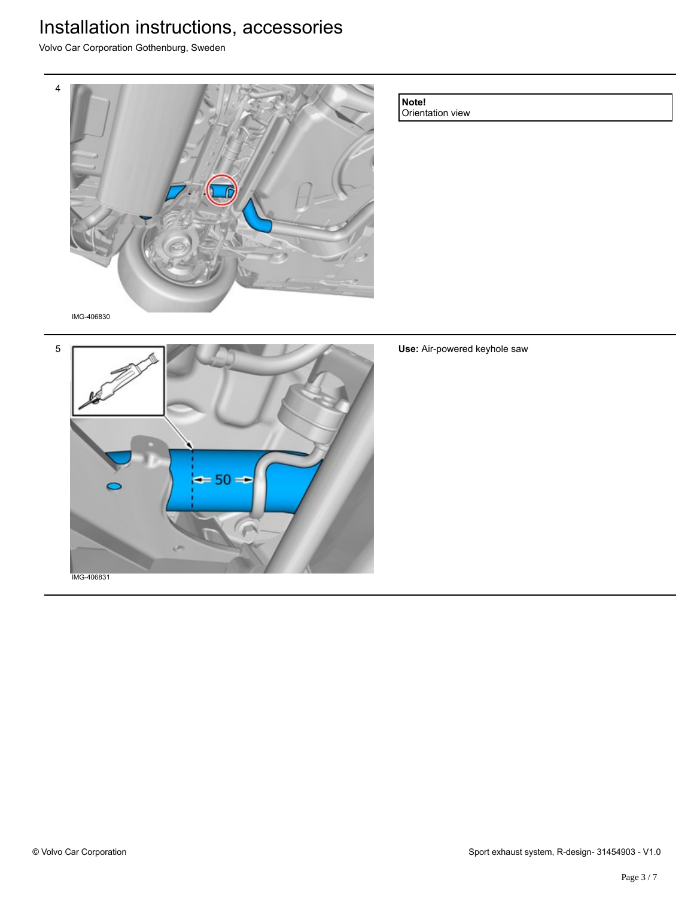4

IMG-406830

**Note!**
Orientation view

5

IMG-406831

**Use:** Air-powered keyhole saw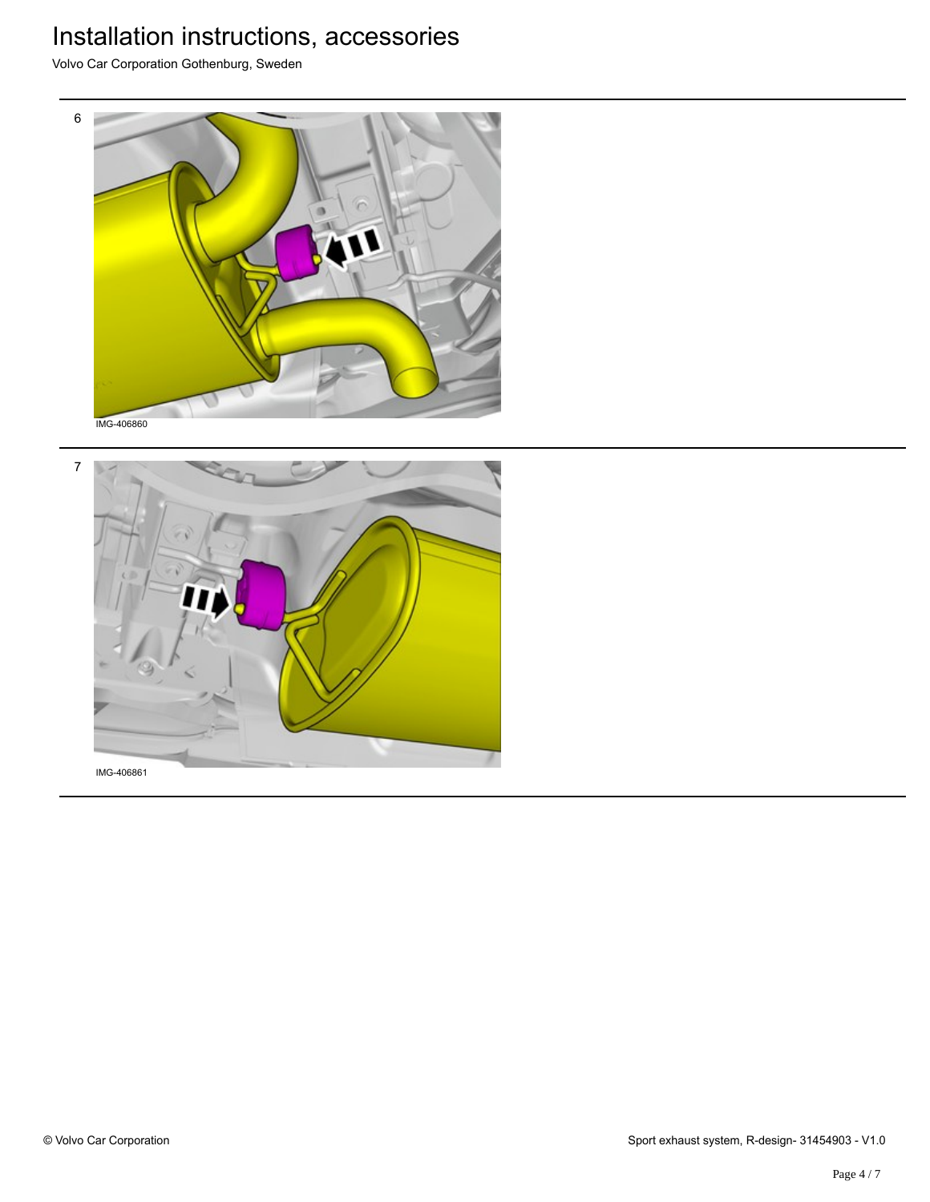6

IMG-406860

7

IMG-406861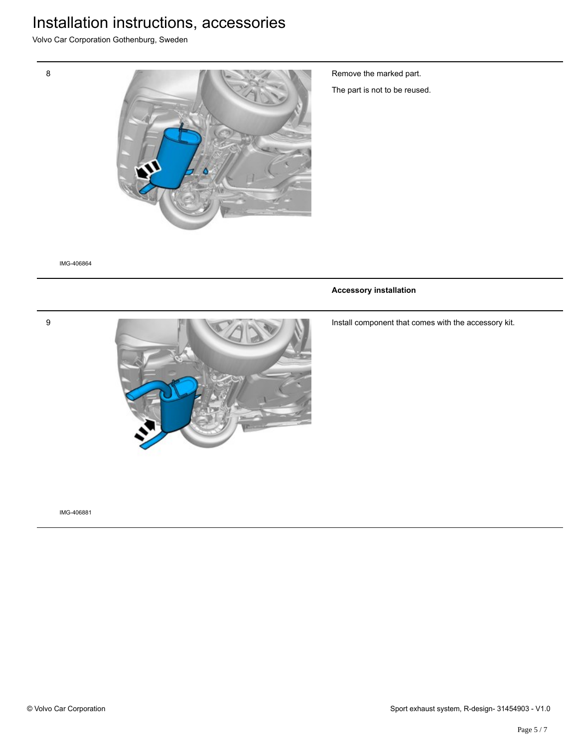8

Remove the marked part.

The part is not to be reused.

IMG-406864

**Accessory installation**

9

Install component that comes with the accessory kit.

IMG-406881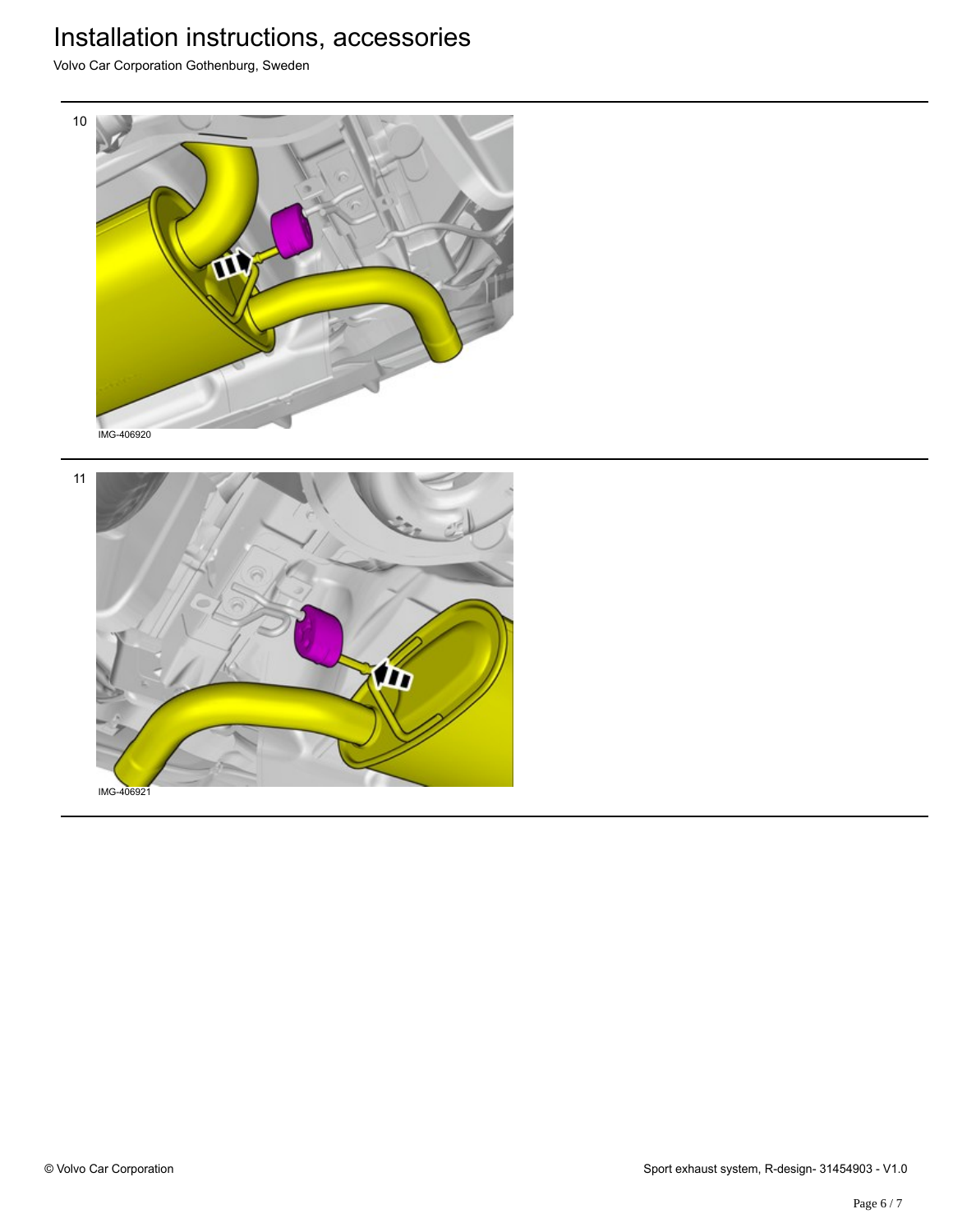10

IMG-406920

11

IMG-406921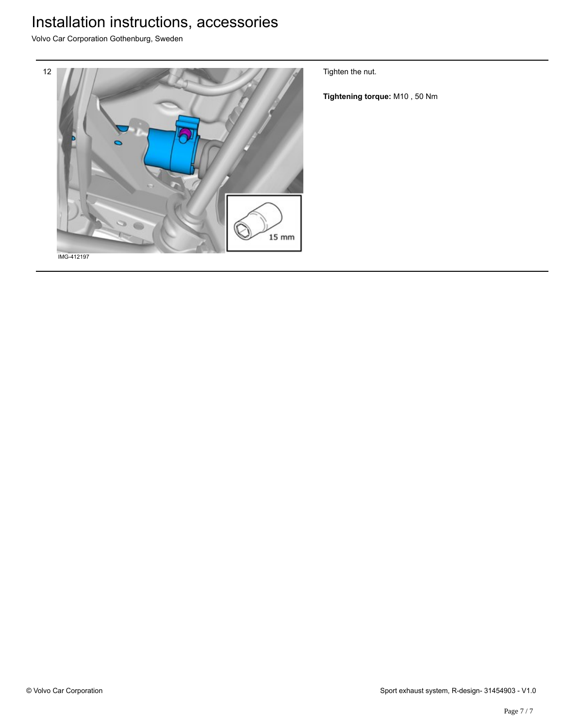12

IMG-412197

Tighten the nut.

**Tightening torque:** M10 , 50 Nm